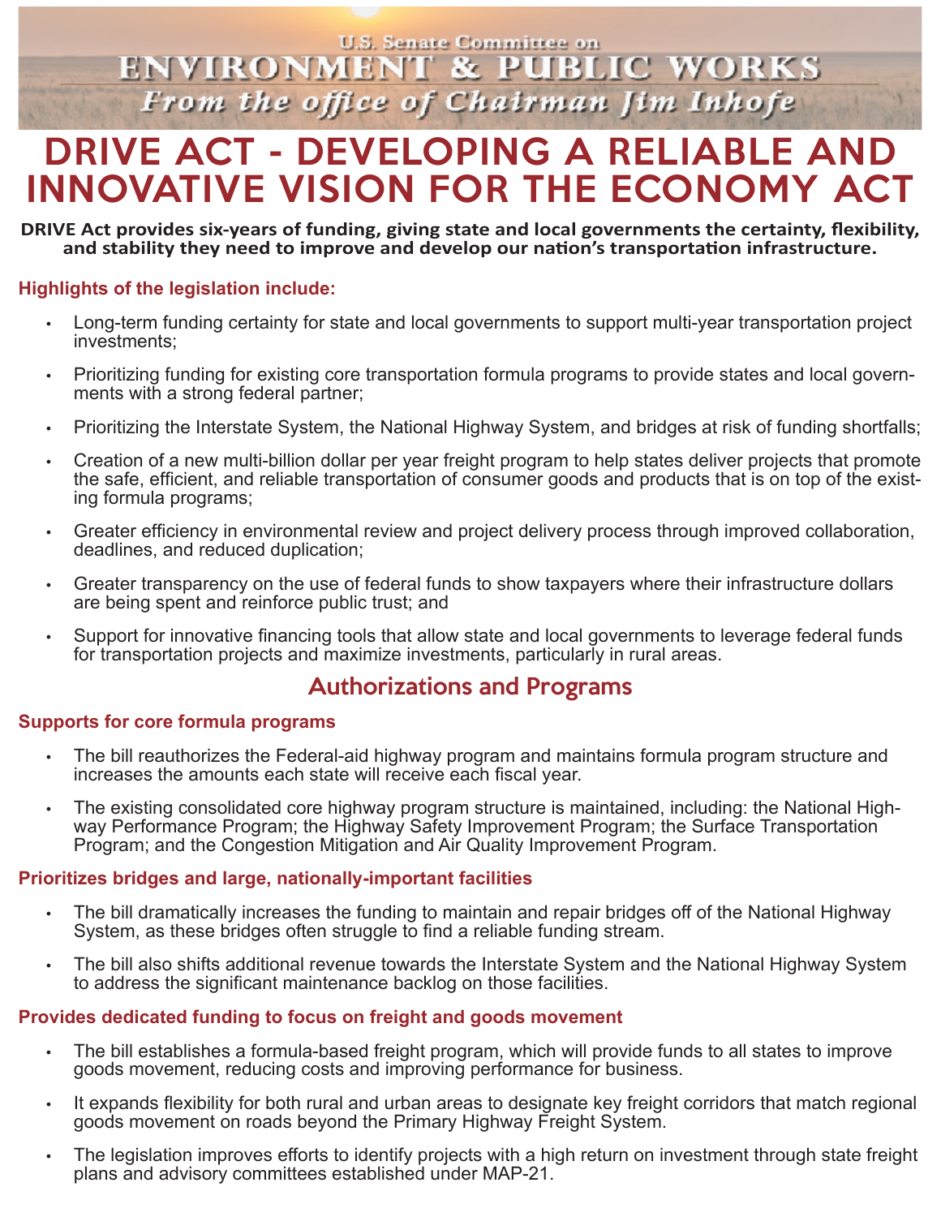U.S. Senate Committee on
ENVIRONMENT & PUBLIC WORKS
*From the office of Chairman Jim Inhofe*

# DRIVE ACT - DEVELOPING A RELIABLE AND INNOVATIVE VISION FOR THE ECONOMY ACT

**DRIVE Act provides six-years of funding, giving state and local governments the certainty, flexibility, and stability they need to improve and develop our nation's transportation infrastructure.**

### Highlights of the legislation include:

- Long-term funding certainty for state and local governments to support multi-year transportation project investments;
- Prioritizing funding for existing core transportation formula programs to provide states and local governments with a strong federal partner;
- Prioritizing the Interstate System, the National Highway System, and bridges at risk of funding shortfalls;
- Creation of a new multi-billion dollar per year freight program to help states deliver projects that promote the safe, efficient, and reliable transportation of consumer goods and products that is on top of the existing formula programs;
- Greater efficiency in environmental review and project delivery process through improved collaboration, deadlines, and reduced duplication;
- Greater transparency on the use of federal funds to show taxpayers where their infrastructure dollars are being spent and reinforce public trust; and
- Support for innovative financing tools that allow state and local governments to leverage federal funds for transportation projects and maximize investments, particularly in rural areas.

## Authorizations and Programs

### Supports for core formula programs

- The bill reauthorizes the Federal-aid highway program and maintains formula program structure and increases the amounts each state will receive each fiscal year.
- The existing consolidated core highway program structure is maintained, including: the National Highway Performance Program; the Highway Safety Improvement Program; the Surface Transportation Program; and the Congestion Mitigation and Air Quality Improvement Program.

### Prioritizes bridges and large, nationally-important facilities

- The bill dramatically increases the funding to maintain and repair bridges off of the National Highway System, as these bridges often struggle to find a reliable funding stream.
- The bill also shifts additional revenue towards the Interstate System and the National Highway System to address the significant maintenance backlog on those facilities.

### Provides dedicated funding to focus on freight and goods movement

- The bill establishes a formula-based freight program, which will provide funds to all states to improve goods movement, reducing costs and improving performance for business.
- It expands flexibility for both rural and urban areas to designate key freight corridors that match regional goods movement on roads beyond the Primary Highway Freight System.
- The legislation improves efforts to identify projects with a high return on investment through state freight plans and advisory committees established under MAP-21.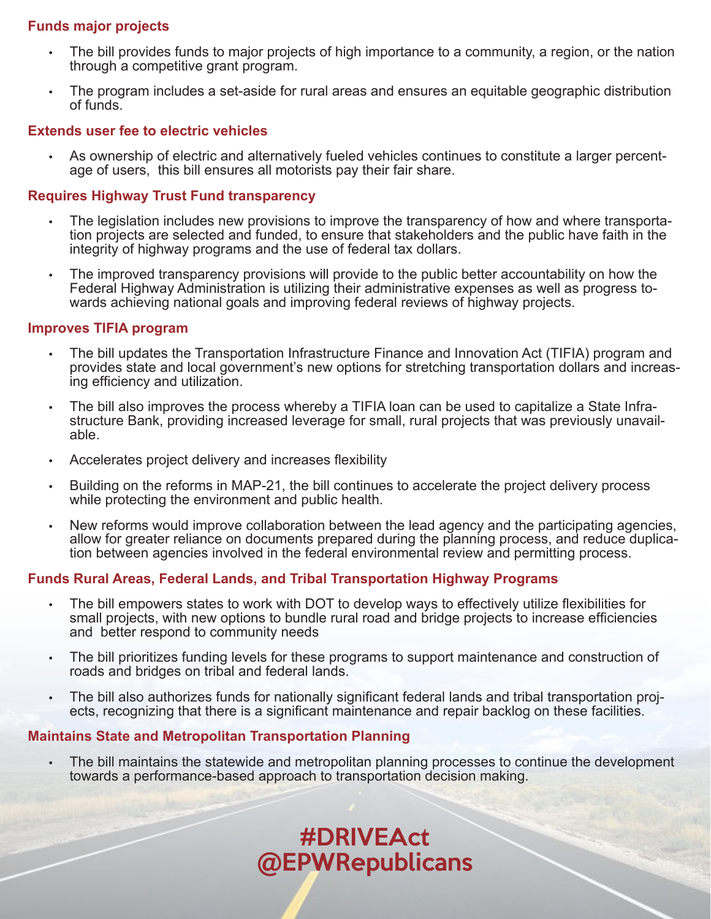### Funds major projects

- The bill provides funds to major projects of high importance to a community, a region, or the nation through a competitive grant program.
- The program includes a set-aside for rural areas and ensures an equitable geographic distribution of funds.

### Extends user fee to electric vehicles

- As ownership of electric and alternatively fueled vehicles continues to constitute a larger percentage of users, this bill ensures all motorists pay their fair share.

### Requires Highway Trust Fund transparency

- The legislation includes new provisions to improve the transparency of how and where transportation projects are selected and funded, to ensure that stakeholders and the public have faith in the integrity of highway programs and the use of federal tax dollars.
- The improved transparency provisions will provide to the public better accountability on how the Federal Highway Administration is utilizing their administrative expenses as well as progress towards achieving national goals and improving federal reviews of highway projects.

### Improves TIFIA program

- The bill updates the Transportation Infrastructure Finance and Innovation Act (TIFIA) program and provides state and local government's new options for stretching transportation dollars and increasing efficiency and utilization.
- The bill also improves the process whereby a TIFIA loan can be used to capitalize a State Infrastructure Bank, providing increased leverage for small, rural projects that was previously unavailable.
- Accelerates project delivery and increases flexibility
- Building on the reforms in MAP-21, the bill continues to accelerate the project delivery process while protecting the environment and public health.
- New reforms would improve collaboration between the lead agency and the participating agencies, allow for greater reliance on documents prepared during the planning process, and reduce duplication between agencies involved in the federal environmental review and permitting process.

### Funds Rural Areas, Federal Lands, and Tribal Transportation Highway Programs

- The bill empowers states to work with DOT to develop ways to effectively utilize flexibilities for small projects, with new options to bundle rural road and bridge projects to increase efficiencies and better respond to community needs
- The bill prioritizes funding levels for these programs to support maintenance and construction of roads and bridges on tribal and federal lands.
- The bill also authorizes funds for nationally significant federal lands and tribal transportation projects, recognizing that there is a significant maintenance and repair backlog on these facilities.

### Maintains State and Metropolitan Transportation Planning

- The bill maintains the statewide and metropolitan planning processes to continue the development towards a performance-based approach to transportation decision making.

#DRIVEAct
@EPWRepublicans